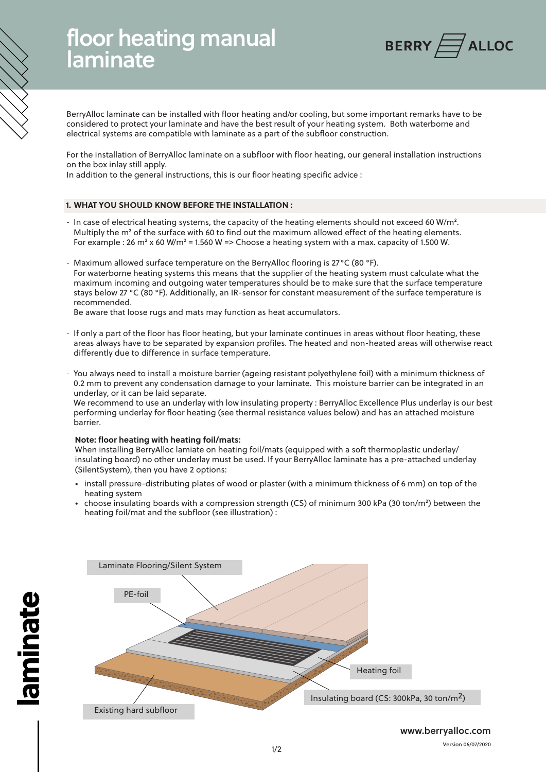# floor heating manual laminate

BerryAlloc laminate can be installed with floor heating and/or cooling, but some important remarks have to be considered to protect your laminate and have the best result of your heating system. Both waterborne and electrical systems are compatible with laminate as a part of the subfloor construction.

For the installation of BerryAlloc laminate on a subfloor with floor heating, our general installation instructions on the box inlay still apply.
In addition to the general instructions, this is our floor heating specific advice :

## 1. WHAT YOU SHOULD KNOW BEFORE THE INSTALLATION :

- In case of electrical heating systems, the capacity of the heating elements should not exceed 60 W/m². Multiply the m² of the surface with 60 to find out the maximum allowed effect of the heating elements. For example : 26 m² x 60 W/m² = 1.560 W => Choose a heating system with a max. capacity of 1.500 W.

- Maximum allowed surface temperature on the BerryAlloc flooring is 27 °C (80 °F).
  For waterborne heating systems this means that the supplier of the heating system must calculate what the maximum incoming and outgoing water temperatures should be to make sure that the surface temperature stays below 27 °C (80 °F). Additionally, an IR-sensor for constant measurement of the surface temperature is recommended.
  Be aware that loose rugs and mats may function as heat accumulators.

- If only a part of the floor has floor heating, but your laminate continues in areas without floor heating, these areas always have to be separated by expansion profiles. The heated and non-heated areas will otherwise react differently due to difference in surface temperature.

- You always need to install a moisture barrier (ageing resistant polyethylene foil) with a minimum thickness of 0.2 mm to prevent any condensation damage to your laminate. This moisture barrier can be integrated in an underlay, or it can be laid separate.
  We recommend to use an underlay with low insulating property : BerryAlloc Excellence Plus underlay is our best performing underlay for floor heating (see thermal resistance values below) and has an attached moisture barrier.

**Note: floor heating with heating foil/mats:**
When installing BerryAlloc lamiate on heating foil/mats (equipped with a soft thermoplastic underlay/insulating board) no other underlay must be used. If your BerryAlloc laminate has a pre-attached underlay (SilentSystem), then you have 2 options:

- install pressure-distributing plates of wood or plaster (with a minimum thickness of 6 mm) on top of the heating system
- choose insulating boards with a compression strength (CS) of minimum 300 kPa (30 ton/m²) between the heating foil/mat and the subfloor (see illustration) :

Laminate Flooring/Silent System
PE-foil
Heating foil
Insulating board (CS: 300kPa, 30 ton/m²)
Existing hard subfloor

www.berryalloc.com
Version 06/07/2020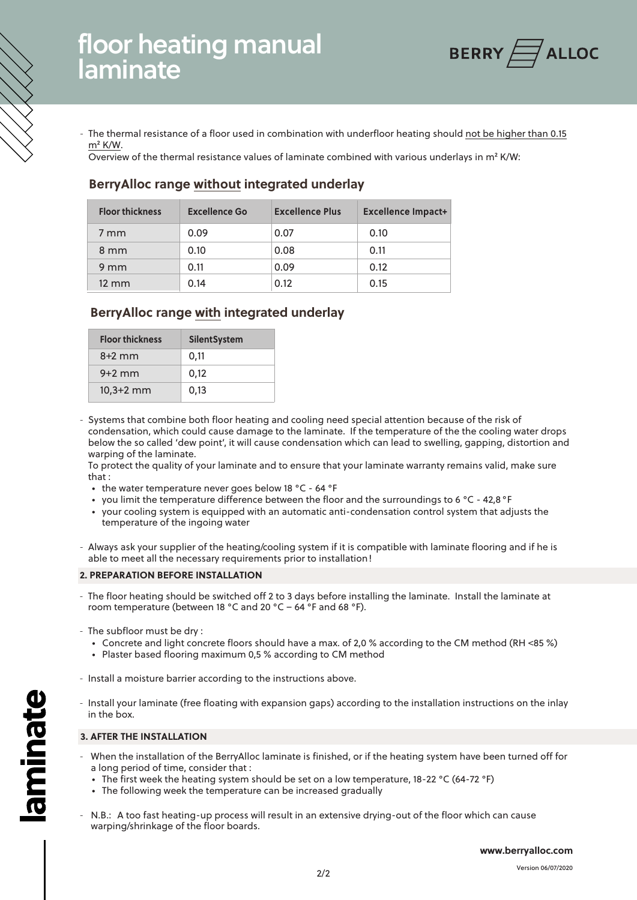# floor heating manual laminate

- The thermal resistance of a floor used in combination with underfloor heating should not be higher than 0.15 m² K/W.

  Overview of the thermal resistance values of laminate combined with various underlays in m² K/W:

### BerryAlloc range without integrated underlay

| Floor thickness | Excellence Go | Excellence Plus | Excellence Impact+ |
| --- | --- | --- | --- |
| 7 mm | 0.09 | 0.07 | 0.10 |
| 8 mm | 0.10 | 0.08 | 0.11 |
| 9 mm | 0.11 | 0.09 | 0.12 |
| 12 mm | 0.14 | 0.12 | 0.15 |

### BerryAlloc range with integrated underlay

| Floor thickness | SilentSystem |
| --- | --- |
| 8+2 mm | 0,11 |
| 9+2 mm | 0,12 |
| 10,3+2 mm | 0,13 |

- Systems that combine both floor heating and cooling need special attention because of the risk of condensation, which could cause damage to the laminate. If the temperature of the the cooling water drops below the so called 'dew point', it will cause condensation which can lead to swelling, gapping, distortion and warping of the laminate.

  To protect the quality of your laminate and to ensure that your laminate warranty remains valid, make sure that :
  - the water temperature never goes below 18 °C - 64 °F
  - you limit the temperature difference between the floor and the surroundings to 6 °C - 42,8 °F
  - your cooling system is equipped with an automatic anti-condensation control system that adjusts the temperature of the ingoing water

- Always ask your supplier of the heating/cooling system if it is compatible with laminate flooring and if he is able to meet all the necessary requirements prior to installation!

## 2. PREPARATION BEFORE INSTALLATION

- The floor heating should be switched off 2 to 3 days before installing the laminate. Install the laminate at room temperature (between 18 °C and 20 °C – 64 °F and 68 °F).

- The subfloor must be dry :
  - Concrete and light concrete floors should have a max. of 2,0 % according to the CM method (RH <85 %)
  - Plaster based flooring maximum 0,5 % according to CM method

- Install a moisture barrier according to the instructions above.

- Install your laminate (free floating with expansion gaps) according to the installation instructions on the inlay in the box.

## 3. AFTER THE INSTALLATION

- When the installation of the BerryAlloc laminate is finished, or if the heating system have been turned off for a long period of time, consider that :
  - The first week the heating system should be set on a low temperature, 18-22 °C (64-72 °F)
  - The following week the temperature can be increased gradually

- N.B.: A too fast heating-up process will result in an extensive drying-out of the floor which can cause warping/shrinkage of the floor boards.

www.berryalloc.com

Version 06/07/2020